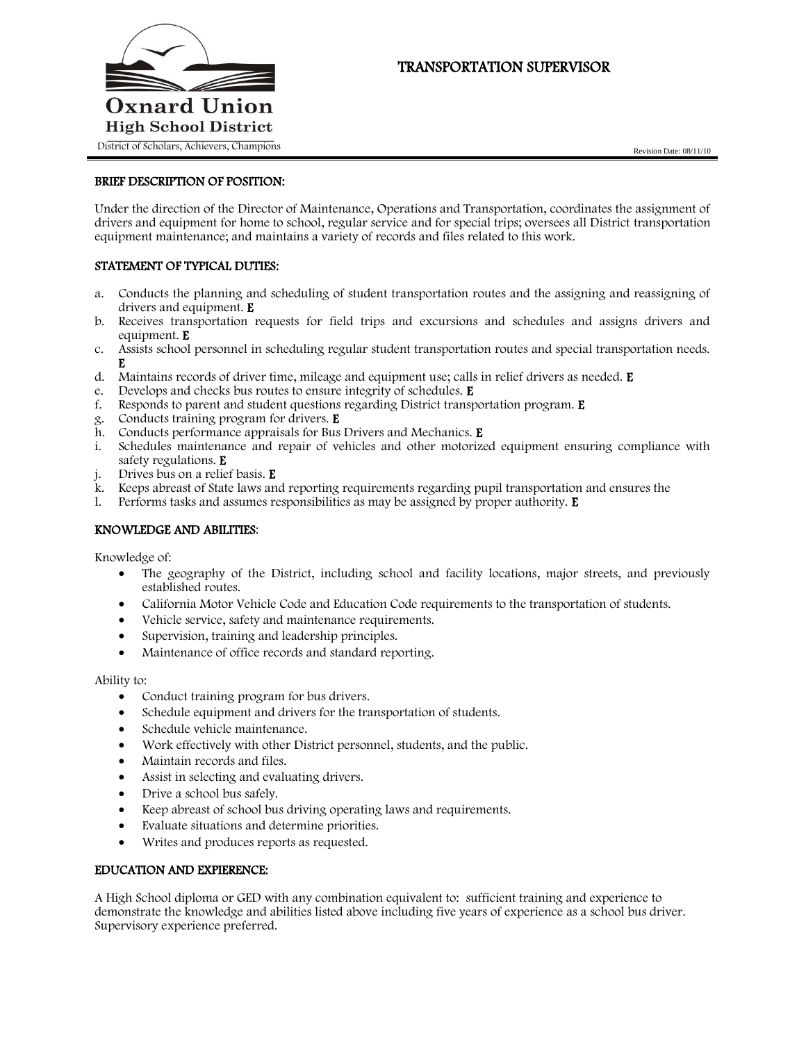**Oxnard Union High School District**

District of Scholars, Achievers, Champions

# TRANSPORTATION SUPERVISOR

Revision Date: 08/11/10

## BRIEF DESCRIPTION OF POSITION:

Under the direction of the Director of Maintenance, Operations and Transportation, coordinates the assignment of drivers and equipment for home to school, regular service and for special trips; oversees all District transportation equipment maintenance; and maintains a variety of records and files related to this work.

## STATEMENT OF TYPICAL DUTIES:

a. Conducts the planning and scheduling of student transportation routes and the assigning and reassigning of drivers and equipment. **E**
b. Receives transportation requests for field trips and excursions and schedules and assigns drivers and equipment. **E**
c. Assists school personnel in scheduling regular student transportation routes and special transportation needs. **E**
d. Maintains records of driver time, mileage and equipment use; calls in relief drivers as needed. **E**
e. Develops and checks bus routes to ensure integrity of schedules. **E**
f. Responds to parent and student questions regarding District transportation program. **E**
g. Conducts training program for drivers. **E**
h. Conducts performance appraisals for Bus Drivers and Mechanics. **E**
i. Schedules maintenance and repair of vehicles and other motorized equipment ensuring compliance with safety regulations. **E**
j. Drives bus on a relief basis. **E**
k. Keeps abreast of State laws and reporting requirements regarding pupil transportation and ensures the
l. Performs tasks and assumes responsibilities as may be assigned by proper authority. **E**

## KNOWLEDGE AND ABILITIES:

Knowledge of:

- The geography of the District, including school and facility locations, major streets, and previously established routes.
- California Motor Vehicle Code and Education Code requirements to the transportation of students.
- Vehicle service, safety and maintenance requirements.
- Supervision, training and leadership principles.
- Maintenance of office records and standard reporting.

Ability to:

- Conduct training program for bus drivers.
- Schedule equipment and drivers for the transportation of students.
- Schedule vehicle maintenance.
- Work effectively with other District personnel, students, and the public.
- Maintain records and files.
- Assist in selecting and evaluating drivers.
- Drive a school bus safely.
- Keep abreast of school bus driving operating laws and requirements.
- Evaluate situations and determine priorities.
- Writes and produces reports as requested.

## EDUCATION AND EXPIERENCE:

A High School diploma or GED with any combination equivalent to: sufficient training and experience to demonstrate the knowledge and abilities listed above including five years of experience as a school bus driver. Supervisory experience preferred.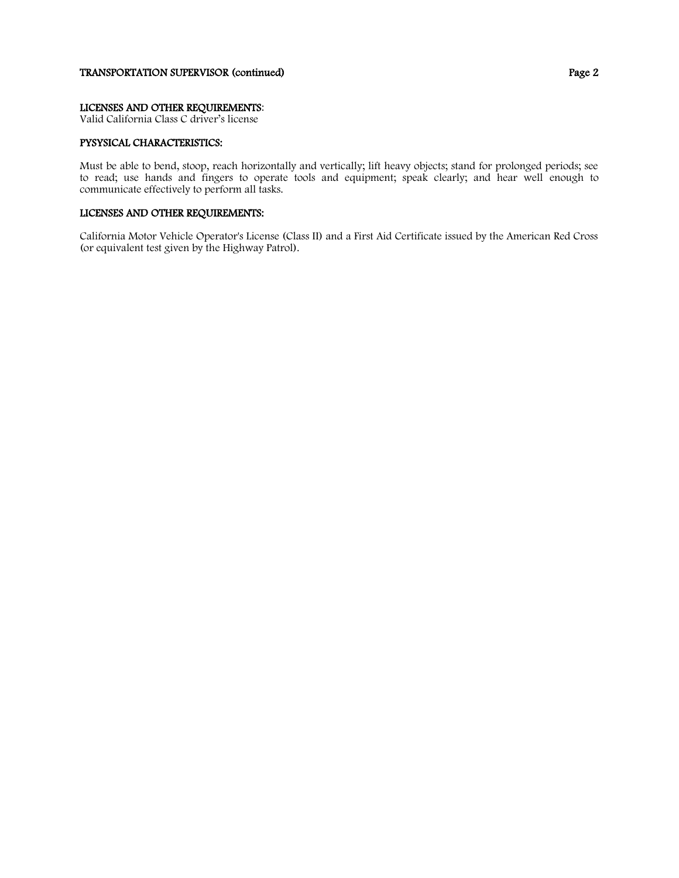**LICENSES AND OTHER REQUIREMENTS**:
Valid California Class C driver's license

**PYSYSICAL CHARACTERISTICS:**

Must be able to bend, stoop, reach horizontally and vertically; lift heavy objects; stand for prolonged periods; see to read; use hands and fingers to operate tools and equipment; speak clearly; and hear well enough to communicate effectively to perform all tasks.

**LICENSES AND OTHER REQUIREMENTS:**

California Motor Vehicle Operator's License (Class II) and a First Aid Certificate issued by the American Red Cross (or equivalent test given by the Highway Patrol).